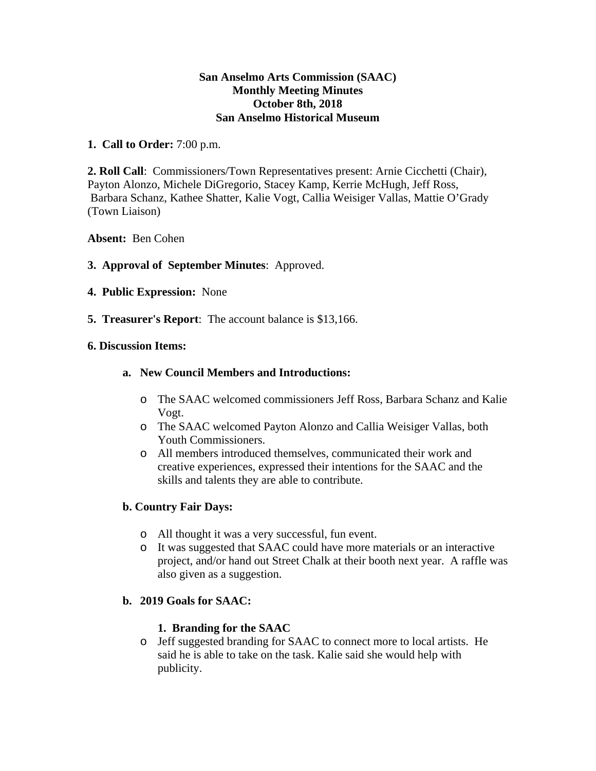**San Anselmo Arts Commission (SAAC)**
**Monthly Meeting Minutes**
**October 8th, 2018**
**San Anselmo Historical Museum**

**1. Call to Order:** 7:00 p.m.

**2. Roll Call**: Commissioners/Town Representatives present: Arnie Cicchetti (Chair), Payton Alonzo, Michele DiGregorio, Stacey Kamp, Kerrie McHugh, Jeff Ross, Barbara Schanz, Kathee Shatter, Kalie Vogt, Callia Weisiger Vallas, Mattie O'Grady (Town Liaison)

**Absent:** Ben Cohen

**3. Approval of September Minutes**: Approved.

**4. Public Expression:** None

**5. Treasurer's Report**: The account balance is $13,166.

**6. Discussion Items:**

**a. New Council Members and Introductions:**

- The SAAC welcomed commissioners Jeff Ross, Barbara Schanz and Kalie Vogt.
- The SAAC welcomed Payton Alonzo and Callia Weisiger Vallas, both Youth Commissioners.
- All members introduced themselves, communicated their work and creative experiences, expressed their intentions for the SAAC and the skills and talents they are able to contribute.

**b. Country Fair Days:**

- All thought it was a very successful, fun event.
- It was suggested that SAAC could have more materials or an interactive project, and/or hand out Street Chalk at their booth next year. A raffle was also given as a suggestion.

**b. 2019 Goals for SAAC:**

**1. Branding for the SAAC**

- Jeff suggested branding for SAAC to connect more to local artists. He said he is able to take on the task. Kalie said she would help with publicity.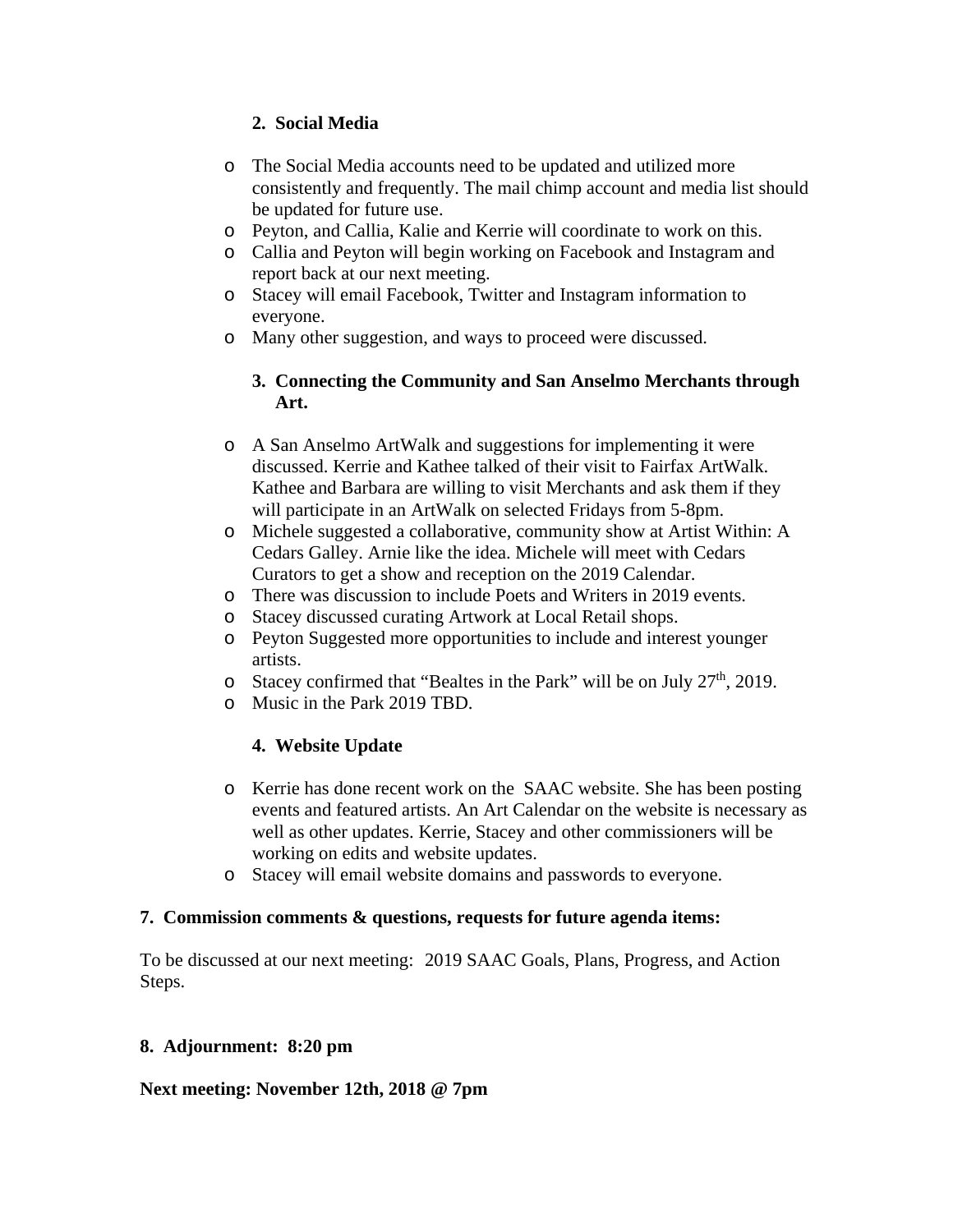**2. Social Media**

- The Social Media accounts need to be updated and utilized more consistently and frequently. The mail chimp account and media list should be updated for future use.
- Peyton, and Callia, Kalie and Kerrie will coordinate to work on this.
- Callia and Peyton will begin working on Facebook and Instagram and report back at our next meeting.
- Stacey will email Facebook, Twitter and Instagram information to everyone.
- Many other suggestion, and ways to proceed were discussed.

**3. Connecting the Community and San Anselmo Merchants through Art.**

- A San Anselmo ArtWalk and suggestions for implementing it were discussed. Kerrie and Kathee talked of their visit to Fairfax ArtWalk. Kathee and Barbara are willing to visit Merchants and ask them if they will participate in an ArtWalk on selected Fridays from 5-8pm.
- Michele suggested a collaborative, community show at Artist Within: A Cedars Galley. Arnie like the idea. Michele will meet with Cedars Curators to get a show and reception on the 2019 Calendar.
- There was discussion to include Poets and Writers in 2019 events.
- Stacey discussed curating Artwork at Local Retail shops.
- Peyton Suggested more opportunities to include and interest younger artists.
- Stacey confirmed that "Bealtes in the Park" will be on July 27th, 2019.
- Music in the Park 2019 TBD.

**4. Website Update**

- Kerrie has done recent work on the SAAC website. She has been posting events and featured artists. An Art Calendar on the website is necessary as well as other updates. Kerrie, Stacey and other commissioners will be working on edits and website updates.
- Stacey will email website domains and passwords to everyone.

**7. Commission comments & questions, requests for future agenda items:**

To be discussed at our next meeting: 2019 SAAC Goals, Plans, Progress, and Action Steps.

**8. Adjournment: 8:20 pm**

**Next meeting: November 12th, 2018 @ 7pm**